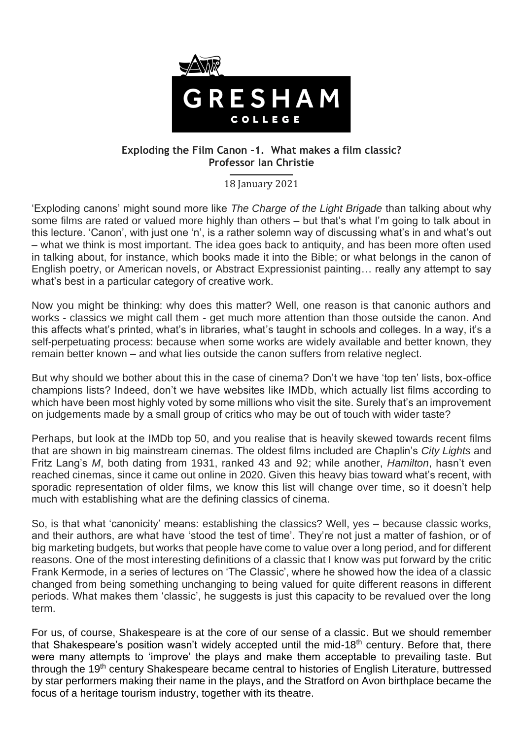**Exploding the Film Canon –1. What makes a film classic?**
**Professor Ian Christie**

18 January 2021

'Exploding canons' might sound more like *The Charge of the Light Brigade* than talking about why some films are rated or valued more highly than others – but that's what I'm going to talk about in this lecture. 'Canon', with just one 'n', is a rather solemn way of discussing what's in and what's out – what we think is most important. The idea goes back to antiquity, and has been more often used in talking about, for instance, which books made it into the Bible; or what belongs in the canon of English poetry, or American novels, or Abstract Expressionist painting… really any attempt to say what's best in a particular category of creative work.

Now you might be thinking: why does this matter? Well, one reason is that canonic authors and works - classics we might call them - get much more attention than those outside the canon. And this affects what's printed, what's in libraries, what's taught in schools and colleges. In a way, it's a self-perpetuating process: because when some works are widely available and better known, they remain better known – and what lies outside the canon suffers from relative neglect.

But why should we bother about this in the case of cinema? Don't we have 'top ten' lists, box-office champions lists? Indeed, don't we have websites like IMDb, which actually list films according to which have been most highly voted by some millions who visit the site. Surely that's an improvement on judgements made by a small group of critics who may be out of touch with wider taste?

Perhaps, but look at the IMDb top 50, and you realise that is heavily skewed towards recent films that are shown in big mainstream cinemas. The oldest films included are Chaplin's *City Lights* and Fritz Lang's *M*, both dating from 1931, ranked 43 and 92; while another, *Hamilton*, hasn't even reached cinemas, since it came out online in 2020. Given this heavy bias toward what's recent, with sporadic representation of older films, we know this list will change over time, so it doesn't help much with establishing what are the defining classics of cinema.

So, is that what 'canonicity' means: establishing the classics? Well, yes – because classic works, and their authors, are what have 'stood the test of time'. They're not just a matter of fashion, or of big marketing budgets, but works that people have come to value over a long period, and for different reasons. One of the most interesting definitions of a classic that I know was put forward by the critic Frank Kermode, in a series of lectures on 'The Classic', where he showed how the idea of a classic changed from being something unchanging to being valued for quite different reasons in different periods. What makes them 'classic', he suggests is just this capacity to be revalued over the long term.

For us, of course, Shakespeare is at the core of our sense of a classic. But we should remember that Shakespeare's position wasn't widely accepted until the mid-18th century. Before that, there were many attempts to 'improve' the plays and make them acceptable to prevailing taste. But through the 19th century Shakespeare became central to histories of English Literature, buttressed by star performers making their name in the plays, and the Stratford on Avon birthplace became the focus of a heritage tourism industry, together with its theatre.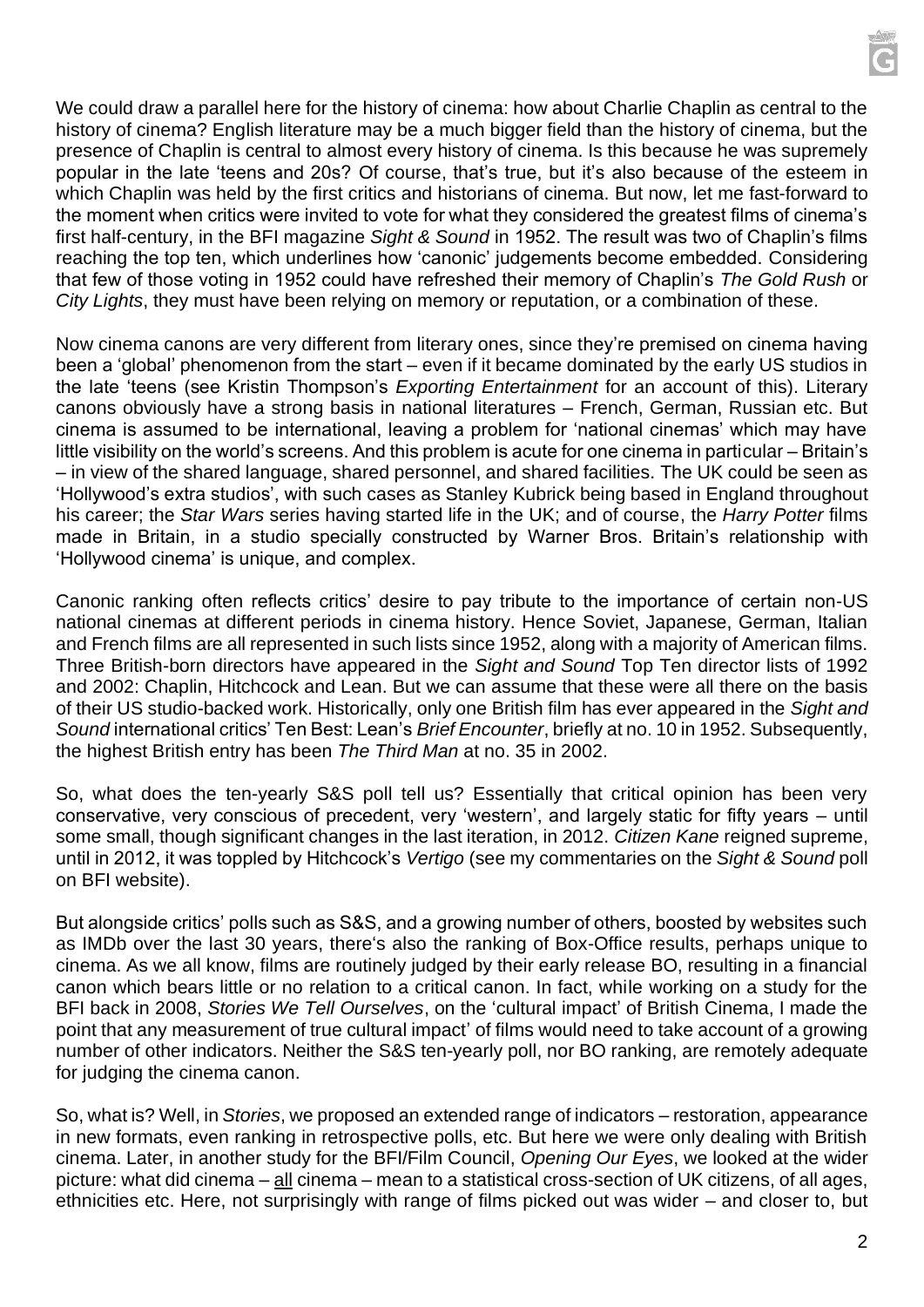We could draw a parallel here for the history of cinema: how about Charlie Chaplin as central to the history of cinema? English literature may be a much bigger field than the history of cinema, but the presence of Chaplin is central to almost every history of cinema. Is this because he was supremely popular in the late 'teens and 20s? Of course, that's true, but it's also because of the esteem in which Chaplin was held by the first critics and historians of cinema. But now, let me fast-forward to the moment when critics were invited to vote for what they considered the greatest films of cinema's first half-century, in the BFI magazine *Sight & Sound* in 1952. The result was two of Chaplin's films reaching the top ten, which underlines how 'canonic' judgements become embedded. Considering that few of those voting in 1952 could have refreshed their memory of Chaplin's *The Gold Rush* or *City Lights*, they must have been relying on memory or reputation, or a combination of these.

Now cinema canons are very different from literary ones, since they're premised on cinema having been a 'global' phenomenon from the start – even if it became dominated by the early US studios in the late 'teens (see Kristin Thompson's *Exporting Entertainment* for an account of this). Literary canons obviously have a strong basis in national literatures – French, German, Russian etc. But cinema is assumed to be international, leaving a problem for 'national cinemas' which may have little visibility on the world's screens. And this problem is acute for one cinema in particular – Britain's – in view of the shared language, shared personnel, and shared facilities. The UK could be seen as 'Hollywood's extra studios', with such cases as Stanley Kubrick being based in England throughout his career; the *Star Wars* series having started life in the UK; and of course, the *Harry Potter* films made in Britain, in a studio specially constructed by Warner Bros. Britain's relationship with 'Hollywood cinema' is unique, and complex.

Canonic ranking often reflects critics' desire to pay tribute to the importance of certain non-US national cinemas at different periods in cinema history. Hence Soviet, Japanese, German, Italian and French films are all represented in such lists since 1952, along with a majority of American films. Three British-born directors have appeared in the *Sight and Sound* Top Ten director lists of 1992 and 2002: Chaplin, Hitchcock and Lean. But we can assume that these were all there on the basis of their US studio-backed work. Historically, only one British film has ever appeared in the *Sight and Sound* international critics' Ten Best: Lean's *Brief Encounter*, briefly at no. 10 in 1952. Subsequently, the highest British entry has been *The Third Man* at no. 35 in 2002.

So, what does the ten-yearly S&S poll tell us? Essentially that critical opinion has been very conservative, very conscious of precedent, very 'western', and largely static for fifty years – until some small, though significant changes in the last iteration, in 2012. *Citizen Kane* reigned supreme, until in 2012, it was toppled by Hitchcock's *Vertigo* (see my commentaries on the *Sight & Sound* poll on BFI website).

But alongside critics' polls such as S&S, and a growing number of others, boosted by websites such as IMDb over the last 30 years, there's also the ranking of Box-Office results, perhaps unique to cinema. As we all know, films are routinely judged by their early release BO, resulting in a financial canon which bears little or no relation to a critical canon. In fact, while working on a study for the BFI back in 2008, *Stories We Tell Ourselves*, on the 'cultural impact' of British Cinema, I made the point that any measurement of true cultural impact' of films would need to take account of a growing number of other indicators. Neither the S&S ten-yearly poll, nor BO ranking, are remotely adequate for judging the cinema canon.

So, what is? Well, in *Stories*, we proposed an extended range of indicators – restoration, appearance in new formats, even ranking in retrospective polls, etc. But here we were only dealing with British cinema. Later, in another study for the BFI/Film Council, *Opening Our Eyes*, we looked at the wider picture: what did cinema – <u>all</u> cinema – mean to a statistical cross-section of UK citizens, of all ages, ethnicities etc. Here, not surprisingly with range of films picked out was wider – and closer to, but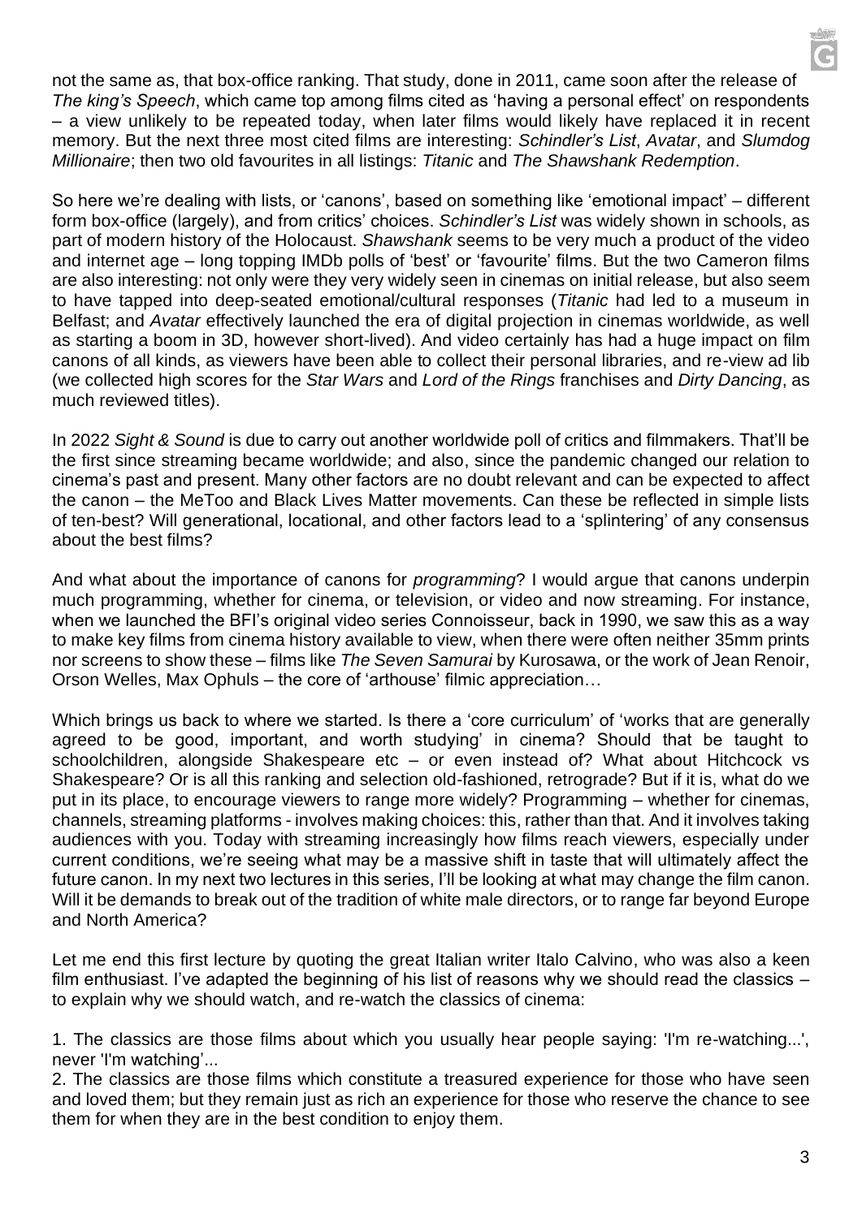not the same as, that box-office ranking. That study, done in 2011, came soon after the release of *The king's Speech*, which came top among films cited as 'having a personal effect' on respondents – a view unlikely to be repeated today, when later films would likely have replaced it in recent memory. But the next three most cited films are interesting: *Schindler's List*, *Avatar*, and *Slumdog Millionaire*; then two old favourites in all listings: *Titanic* and *The Shawshank Redemption*.

So here we're dealing with lists, or 'canons', based on something like 'emotional impact' – different form box-office (largely), and from critics' choices. *Schindler's List* was widely shown in schools, as part of modern history of the Holocaust. *Shawshank* seems to be very much a product of the video and internet age – long topping IMDb polls of 'best' or 'favourite' films. But the two Cameron films are also interesting: not only were they very widely seen in cinemas on initial release, but also seem to have tapped into deep-seated emotional/cultural responses (*Titanic* had led to a museum in Belfast; and *Avatar* effectively launched the era of digital projection in cinemas worldwide, as well as starting a boom in 3D, however short-lived). And video certainly has had a huge impact on film canons of all kinds, as viewers have been able to collect their personal libraries, and re-view ad lib (we collected high scores for the *Star Wars* and *Lord of the Rings* franchises and *Dirty Dancing*, as much reviewed titles).

In 2022 *Sight & Sound* is due to carry out another worldwide poll of critics and filmmakers. That'll be the first since streaming became worldwide; and also, since the pandemic changed our relation to cinema's past and present. Many other factors are no doubt relevant and can be expected to affect the canon – the MeToo and Black Lives Matter movements. Can these be reflected in simple lists of ten-best? Will generational, locational, and other factors lead to a 'splintering' of any consensus about the best films?

And what about the importance of canons for *programming*? I would argue that canons underpin much programming, whether for cinema, or television, or video and now streaming. For instance, when we launched the BFI's original video series Connoisseur, back in 1990, we saw this as a way to make key films from cinema history available to view, when there were often neither 35mm prints nor screens to show these – films like *The Seven Samurai* by Kurosawa, or the work of Jean Renoir, Orson Welles, Max Ophuls – the core of 'arthouse' filmic appreciation…

Which brings us back to where we started. Is there a 'core curriculum' of 'works that are generally agreed to be good, important, and worth studying' in cinema? Should that be taught to schoolchildren, alongside Shakespeare etc – or even instead of? What about Hitchcock vs Shakespeare? Or is all this ranking and selection old-fashioned, retrograde? But if it is, what do we put in its place, to encourage viewers to range more widely? Programming – whether for cinemas, channels, streaming platforms - involves making choices: this, rather than that. And it involves taking audiences with you. Today with streaming increasingly how films reach viewers, especially under current conditions, we're seeing what may be a massive shift in taste that will ultimately affect the future canon. In my next two lectures in this series, I'll be looking at what may change the film canon. Will it be demands to break out of the tradition of white male directors, or to range far beyond Europe and North America?

Let me end this first lecture by quoting the great Italian writer Italo Calvino, who was also a keen film enthusiast. I've adapted the beginning of his list of reasons why we should read the classics – to explain why we should watch, and re-watch the classics of cinema:

1. The classics are those films about which you usually hear people saying: 'I'm re-watching...', never 'I'm watching'...
2. The classics are those films which constitute a treasured experience for those who have seen and loved them; but they remain just as rich an experience for those who reserve the chance to see them for when they are in the best condition to enjoy them.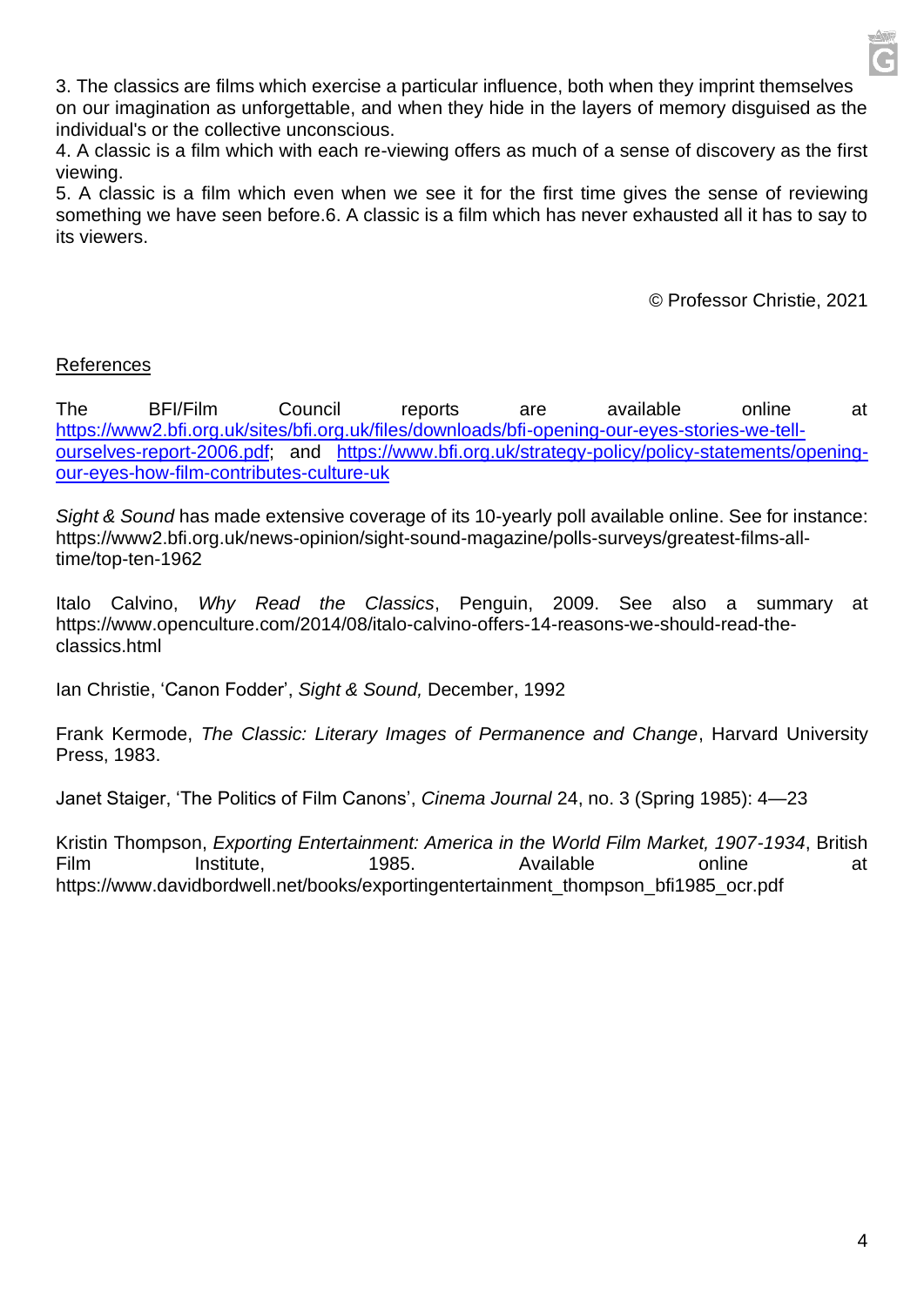3. The classics are films which exercise a particular influence, both when they imprint themselves on our imagination as unforgettable, and when they hide in the layers of memory disguised as the individual's or the collective unconscious.
4. A classic is a film which with each re-viewing offers as much of a sense of discovery as the first viewing.
5. A classic is a film which even when we see it for the first time gives the sense of reviewing something we have seen before.6. A classic is a film which has never exhausted all it has to say to its viewers.

© Professor Christie, 2021

References

The BFI/Film Council reports are available online at https://www2.bfi.org.uk/sites/bfi.org.uk/files/downloads/bfi-opening-our-eyes-stories-we-tell-ourselves-report-2006.pdf; and https://www.bfi.org.uk/strategy-policy/policy-statements/opening-our-eyes-how-film-contributes-culture-uk

*Sight & Sound* has made extensive coverage of its 10-yearly poll available online. See for instance: https://www2.bfi.org.uk/news-opinion/sight-sound-magazine/polls-surveys/greatest-films-all-time/top-ten-1962

Italo Calvino, *Why Read the Classics*, Penguin, 2009. See also a summary at https://www.openculture.com/2014/08/italo-calvino-offers-14-reasons-we-should-read-the-classics.html

Ian Christie, 'Canon Fodder', *Sight & Sound,* December, 1992

Frank Kermode, *The Classic: Literary Images of Permanence and Change*, Harvard University Press, 1983.

Janet Staiger, 'The Politics of Film Canons', *Cinema Journal* 24, no. 3 (Spring 1985): 4—23

Kristin Thompson, *Exporting Entertainment: America in the World Film Market, 1907-1934*, British Film Institute, 1985. Available online at https://www.davidbordwell.net/books/exportingentertainment_thompson_bfi1985_ocr.pdf